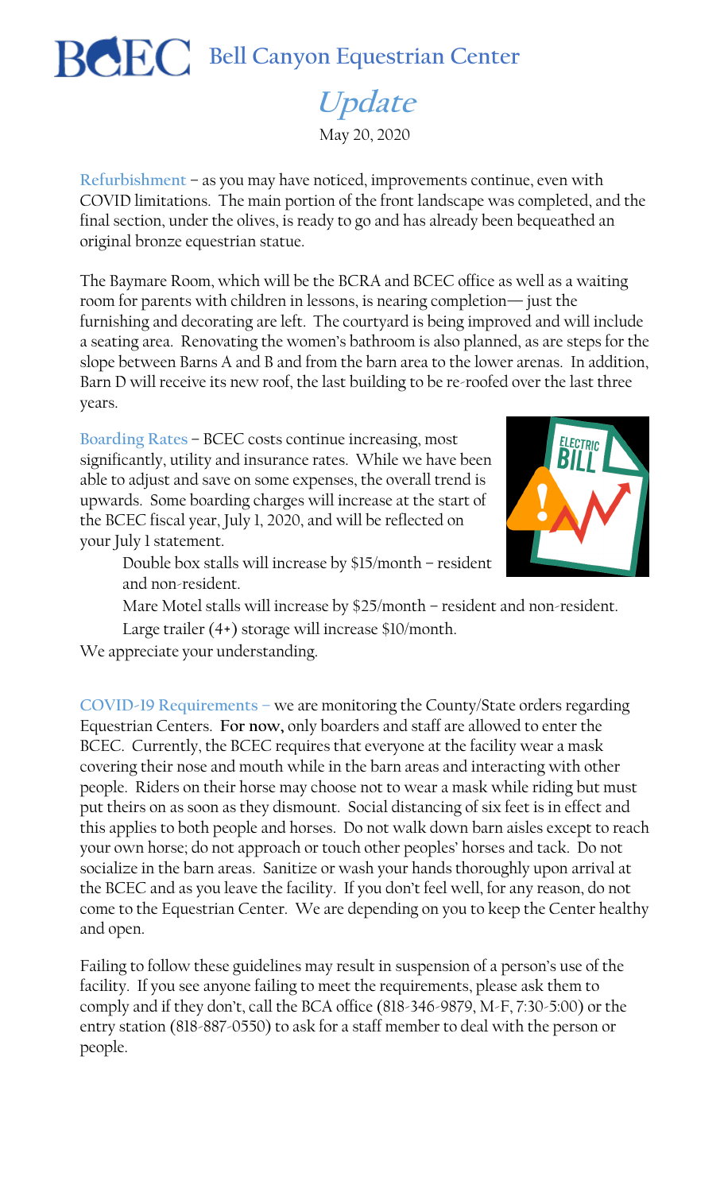# BCEC Bell Canyon Equestrian Center

## *Update*

May 20, 2020

**Refurbishment** – as you may have noticed, improvements continue, even with COVID limitations. The main portion of the front landscape was completed, and the final section, under the olives, is ready to go and has already been bequeathed an original bronze equestrian statue.

The Baymare Room, which will be the BCRA and BCEC office as well as a waiting room for parents with children in lessons, is nearing completion— just the furnishing and decorating are left. The courtyard is being improved and will include a seating area. Renovating the women's bathroom is also planned, as are steps for the slope between Barns A and B and from the barn area to the lower arenas. In addition, Barn D will receive its new roof, the last building to be re-roofed over the last three years.

**Boarding Rates** – BCEC costs continue increasing, most significantly, utility and insurance rates. While we have been able to adjust and save on some expenses, the overall trend is upwards. Some boarding charges will increase at the start of the BCEC fiscal year, July 1, 2020, and will be reflected on your July 1 statement.

Double box stalls will increase by $15/month – resident and non-resident.

Mare Motel stalls will increase by $25/month – resident and non-resident.

Large trailer (4+) storage will increase $10/month.

We appreciate your understanding.

**COVID-19 Requirements** – we are monitoring the County/State orders regarding Equestrian Centers. **For now,** only boarders and staff are allowed to enter the BCEC. Currently, the BCEC requires that everyone at the facility wear a mask covering their nose and mouth while in the barn areas and interacting with other people. Riders on their horse may choose not to wear a mask while riding but must put theirs on as soon as they dismount. Social distancing of six feet is in effect and this applies to both people and horses. Do not walk down barn aisles except to reach your own horse; do not approach or touch other peoples' horses and tack. Do not socialize in the barn areas. Sanitize or wash your hands thoroughly upon arrival at the BCEC and as you leave the facility. If you don't feel well, for any reason, do not come to the Equestrian Center. We are depending on you to keep the Center healthy and open.

Failing to follow these guidelines may result in suspension of a person's use of the facility. If you see anyone failing to meet the requirements, please ask them to comply and if they don't, call the BCA office (818-346-9879, M-F, 7:30-5:00) or the entry station (818-887-0550) to ask for a staff member to deal with the person or people.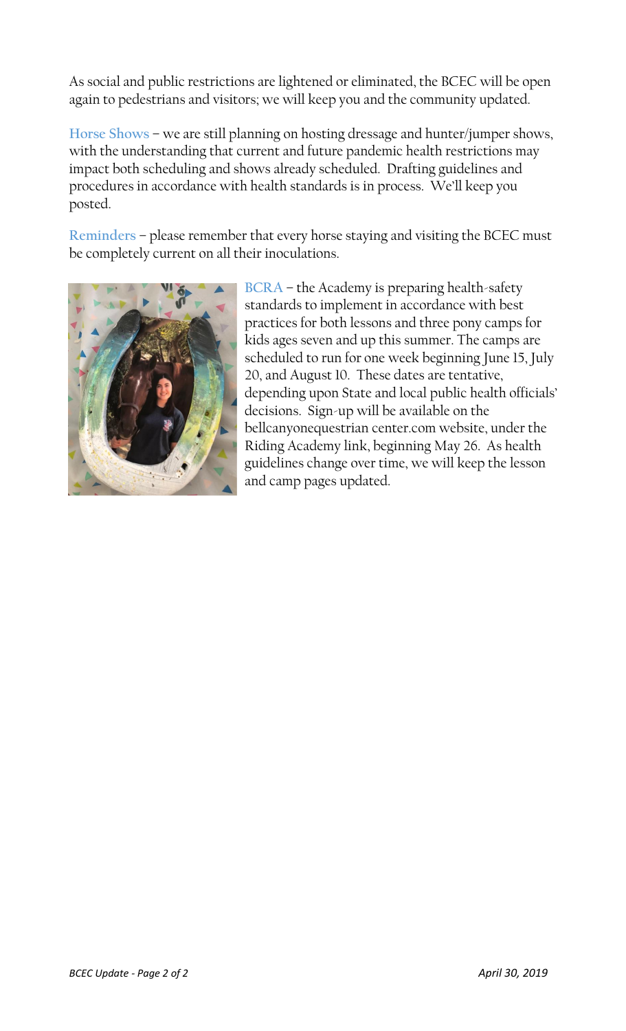As social and public restrictions are lightened or eliminated, the BCEC will be open again to pedestrians and visitors; we will keep you and the community updated.

**Horse Shows** – we are still planning on hosting dressage and hunter/jumper shows, with the understanding that current and future pandemic health restrictions may impact both scheduling and shows already scheduled. Drafting guidelines and procedures in accordance with health standards is in process. We'll keep you posted.

**Reminders** – please remember that every horse staying and visiting the BCEC must be completely current on all their inoculations.

**BCRA** – the Academy is preparing health-safety standards to implement in accordance with best practices for both lessons and three pony camps for kids ages seven and up this summer. The camps are scheduled to run for one week beginning June 15, July 20, and August 10. These dates are tentative, depending upon State and local public health officials' decisions. Sign-up will be available on the bellcanyonequestrian center.com website, under the Riding Academy link, beginning May 26. As health guidelines change over time, we will keep the lesson and camp pages updated.